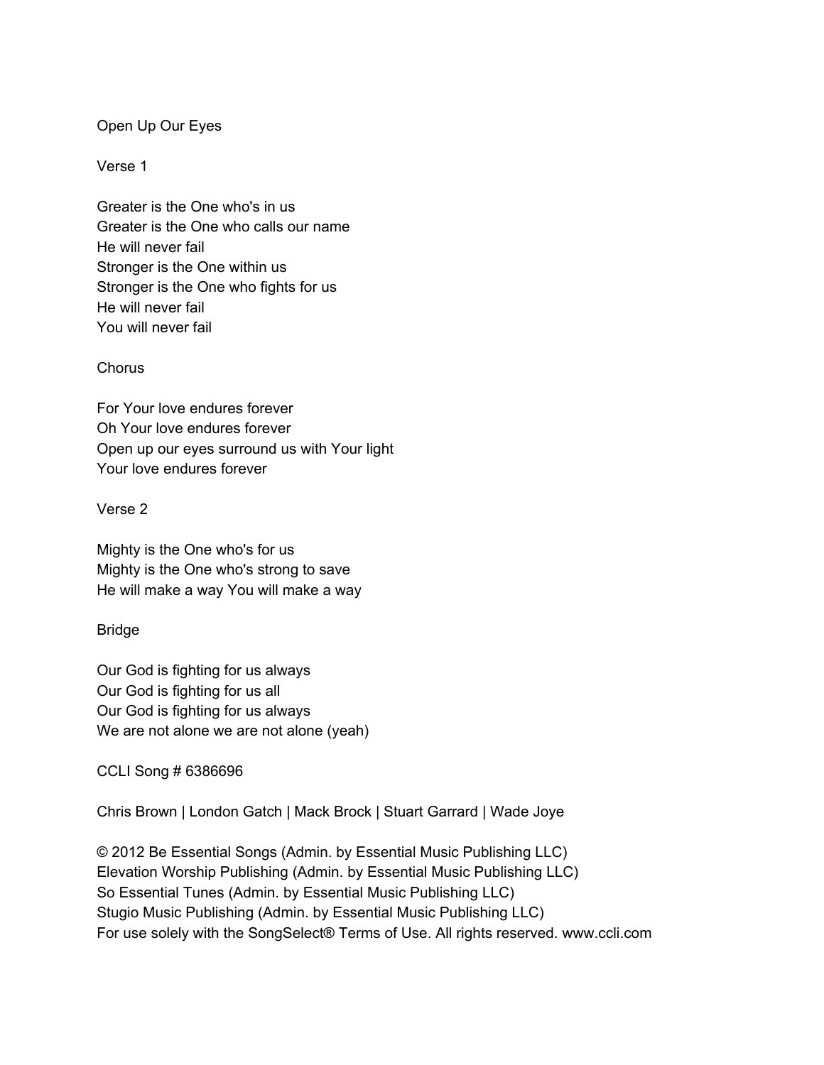# Open Up Our Eyes

## Verse 1

Greater is the One who's in us
Greater is the One who calls our name
He will never fail
Stronger is the One within us
Stronger is the One who fights for us
He will never fail
You will never fail

## Chorus

For Your love endures forever
Oh Your love endures forever
Open up our eyes surround us with Your light
Your love endures forever

## Verse 2

Mighty is the One who's for us
Mighty is the One who's strong to save
He will make a way You will make a way

## Bridge

Our God is fighting for us always
Our God is fighting for us all
Our God is fighting for us always
We are not alone we are not alone (yeah)

CCLI Song # 6386696

Chris Brown | London Gatch | Mack Brock | Stuart Garrard | Wade Joye

© 2012 Be Essential Songs (Admin. by Essential Music Publishing LLC)
Elevation Worship Publishing (Admin. by Essential Music Publishing LLC)
So Essential Tunes (Admin. by Essential Music Publishing LLC)
Stugio Music Publishing (Admin. by Essential Music Publishing LLC)
For use solely with the SongSelect® Terms of Use. All rights reserved. www.ccli.com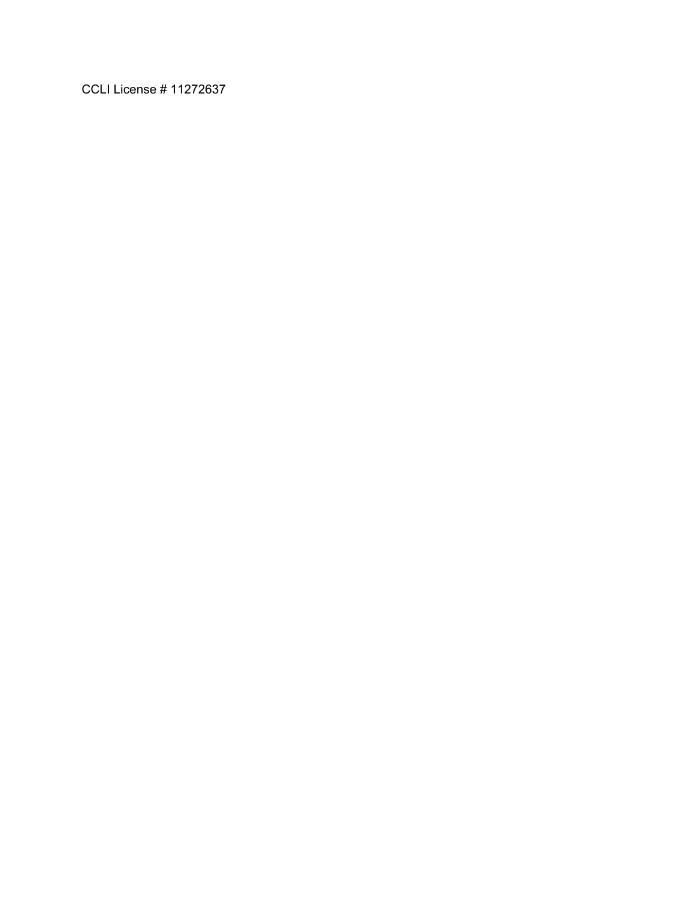CCLI License # 11272637